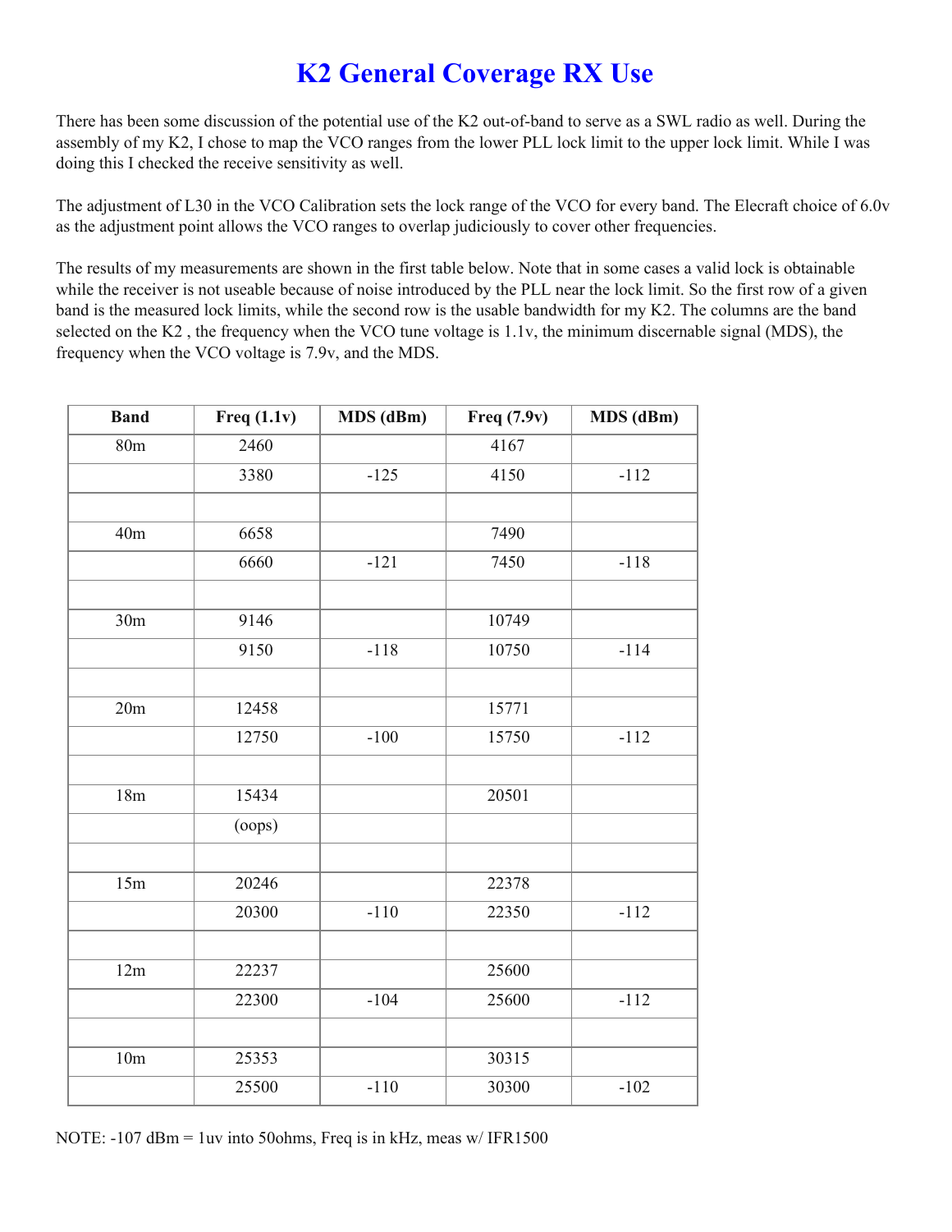# K2 General Coverage RX Use

There has been some discussion of the potential use of the K2 out-of-band to serve as a SWL radio as well. During the assembly of my K2, I chose to map the VCO ranges from the lower PLL lock limit to the upper lock limit. While I was doing this I checked the receive sensitivity as well.

The adjustment of L30 in the VCO Calibration sets the lock range of the VCO for every band. The Elecraft choice of 6.0v as the adjustment point allows the VCO ranges to overlap judiciously to cover other frequencies.

The results of my measurements are shown in the first table below. Note that in some cases a valid lock is obtainable while the receiver is not useable because of noise introduced by the PLL near the lock limit. So the first row of a given band is the measured lock limits, while the second row is the usable bandwidth for my K2. The columns are the band selected on the K2 , the frequency when the VCO tune voltage is 1.1v, the minimum discernable signal (MDS), the frequency when the VCO voltage is 7.9v, and the MDS.

| Band | Freq (1.1v) | MDS (dBm) | Freq (7.9v) | MDS (dBm) |
|---|---|---|---|---|
| 80m | 2460 | | 4167 | |
| | 3380 | -125 | 4150 | -112 |
| | | | | |
| 40m | 6658 | | 7490 | |
| | 6660 | -121 | 7450 | -118 |
| | | | | |
| 30m | 9146 | | 10749 | |
| | 9150 | -118 | 10750 | -114 |
| | | | | |
| 20m | 12458 | | 15771 | |
| | 12750 | -100 | 15750 | -112 |
| | | | | |
| 18m | 15434 | | 20501 | |
| | (oops) | | | |
| | | | | |
| 15m | 20246 | | 22378 | |
| | 20300 | -110 | 22350 | -112 |
| | | | | |
| 12m | 22237 | | 25600 | |
| | 22300 | -104 | 25600 | -112 |
| | | | | |
| 10m | 25353 | | 30315 | |
| | 25500 | -110 | 30300 | -102 |

NOTE: -107 dBm = 1uv into 50ohms, Freq is in kHz, meas w/ IFR1500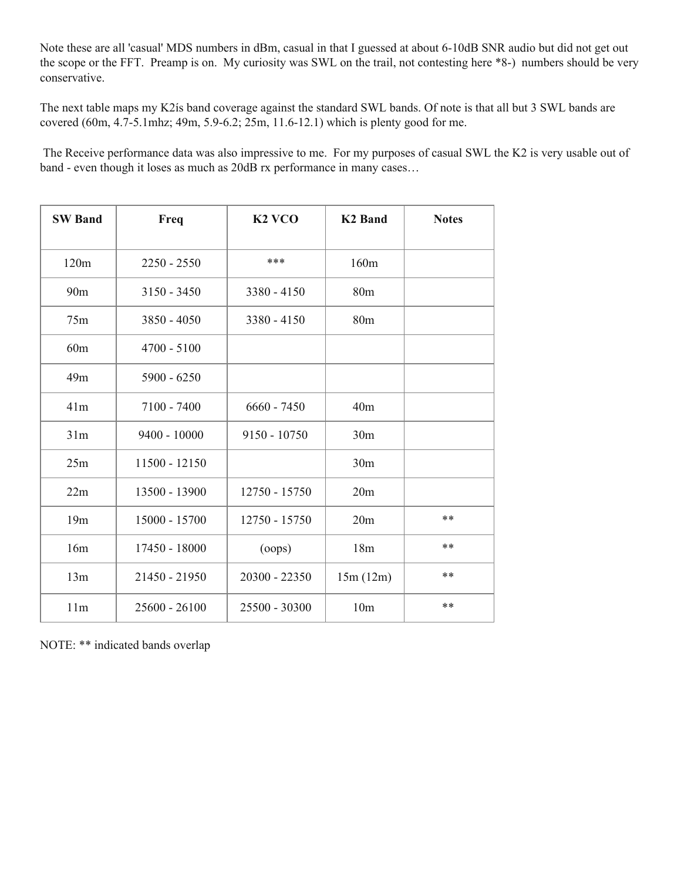Note these are all 'casual' MDS numbers in dBm, casual in that I guessed at about 6-10dB SNR audio but did not get out the scope or the FFT. Preamp is on. My curiosity was SWL on the trail, not contesting here *8-) numbers should be very conservative.

The next table maps my K2ís band coverage against the standard SWL bands. Of note is that all but 3 SWL bands are covered (60m, 4.7-5.1mhz; 49m, 5.9-6.2; 25m, 11.6-12.1) which is plenty good for me.

The Receive performance data was also impressive to me. For my purposes of casual SWL the K2 is very usable out of band - even though it loses as much as 20dB rx performance in many cases…

| SW Band | Freq | K2 VCO | K2 Band | Notes |
|---|---|---|---|---|
| 120m | 2250 - 2550 | *** | 160m | |
| 90m | 3150 - 3450 | 3380 - 4150 | 80m | |
| 75m | 3850 - 4050 | 3380 - 4150 | 80m | |
| 60m | 4700 - 5100 | | | |
| 49m | 5900 - 6250 | | | |
| 41m | 7100 - 7400 | 6660 - 7450 | 40m | |
| 31m | 9400 - 10000 | 9150 - 10750 | 30m | |
| 25m | 11500 - 12150 | | 30m | |
| 22m | 13500 - 13900 | 12750 - 15750 | 20m | |
| 19m | 15000 - 15700 | 12750 - 15750 | 20m | ** |
| 16m | 17450 - 18000 | (oops) | 18m | ** |
| 13m | 21450 - 21950 | 20300 - 22350 | 15m (12m) | ** |
| 11m | 25600 - 26100 | 25500 - 30300 | 10m | ** |

NOTE: ** indicated bands overlap